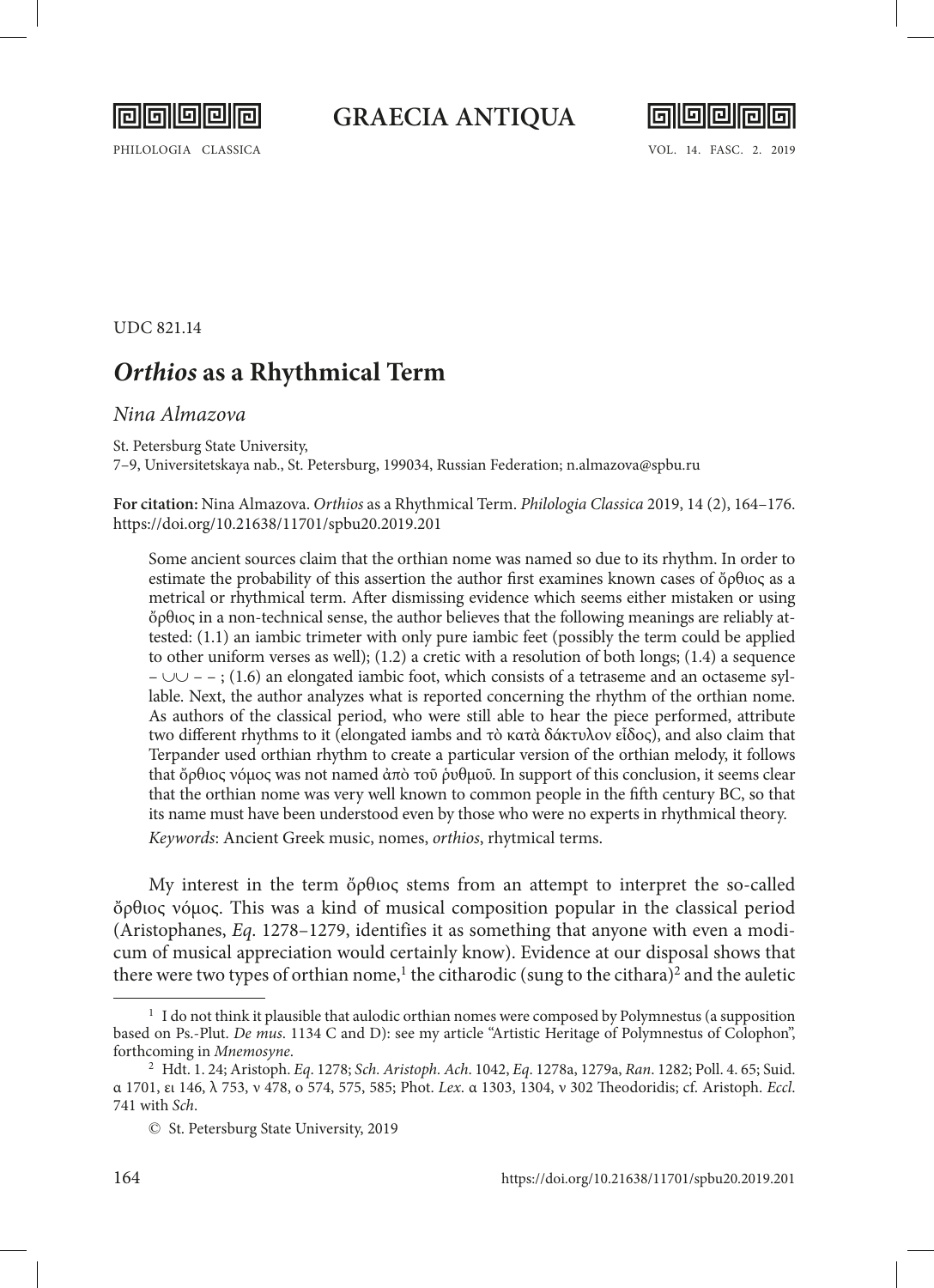UDC 821.14

# *Orthios* as a Rhythmical Term

*Nina Almazova*

St. Petersburg State University,
7–9, Universitetskaya nab., St. Petersburg, 199034, Russian Federation; n.almazova@spbu.ru

**For citation:** Nina Almazova. *Orthios* as a Rhythmical Term. *Philologia Classica* 2019, 14 (2), 164–176. https://doi.org/10.21638/11701/spbu20.2019.201

> Some ancient sources claim that the orthian nome was named so due to its rhythm. In order to estimate the probability of this assertion the author first examines known cases of ὄρθιος as a metrical or rhythmical term. After dismissing evidence which seems either mistaken or using ὄρθιος in a non-technical sense, the author believes that the following meanings are reliably attested: (1.1) an iambic trimeter with only pure iambic feet (possibly the term could be applied to other uniform verses as well); (1.2) a cretic with a resolution of both longs; (1.4) a sequence – ∪∪ – – ; (1.6) an elongated iambic foot, which consists of a tetraseme and an octaseme syllable. Next, the author analyzes what is reported concerning the rhythm of the orthian nome. As authors of the classical period, who were still able to hear the piece performed, attribute two different rhythms to it (elongated iambs and τὸ κατὰ δάκτυλον εἶδος), and also claim that Terpander used orthian rhythm to create a particular version of the orthian melody, it follows that ὄρθιος νόμος was not named ἀπὸ τοῦ ῥυθμοῦ. In support of this conclusion, it seems clear that the orthian nome was very well known to common people in the fifth century BC, so that its name must have been understood even by those who were no experts in rhythmical theory.
>
> *Keywords*: Ancient Greek music, nomes, *orthios*, rhytmical terms.

My interest in the term ὄρθιος stems from an attempt to interpret the so-called ὄρθιος νόμος. This was a kind of musical composition popular in the classical period (Aristophanes, *Eq*. 1278–1279, identifies it as something that anyone with even a modicum of musical appreciation would certainly know). Evidence at our disposal shows that there were two types of orthian nome,[1] the citharodic (sung to the cithara)[2] and the auletic

---

[1] I do not think it plausible that aulodic orthian nomes were composed by Polymnestus (a supposition based on Ps.-Plut. *De mus*. 1134 C and D): see my article "Artistic Heritage of Polymnestus of Colophon", forthcoming in *Mnemosyne*.

[2] Hdt. 1. 24; Aristoph. *Eq*. 1278; *Sch. Aristoph. Ach*. 1042, *Eq*. 1278a, 1279a, *Ran*. 1282; Poll. 4. 65; Suid. α 1701, ει 146, λ 753, ν 478, ο 574, 575, 585; Phot. *Lex*. α 1303, 1304, ν 302 Theodoridis; cf. Aristoph. *Eccl*. 741 with *Sch*.

© St. Petersburg State University, 2019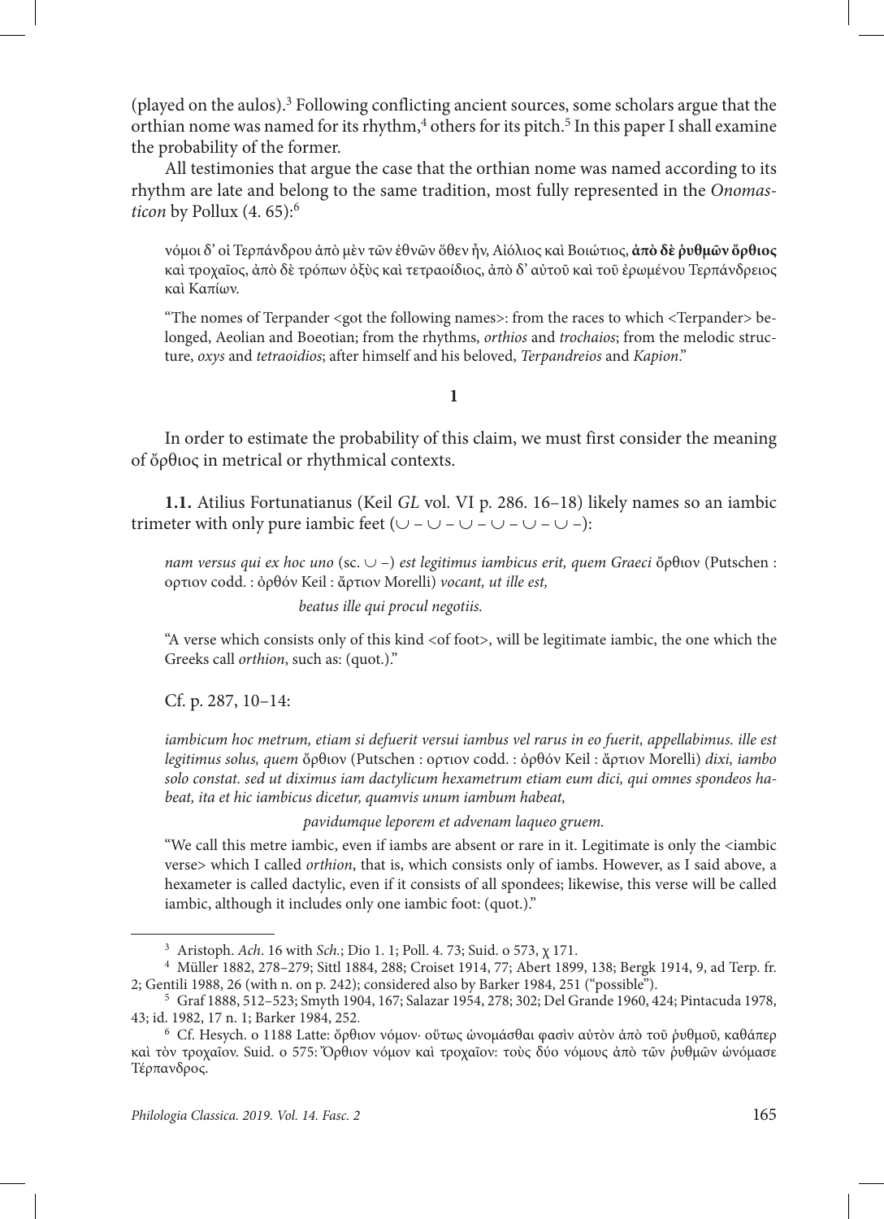(played on the aulos).[3] Following conflicting ancient sources, some scholars argue that the orthian nome was named for its rhythm,[4] others for its pitch.[5] In this paper I shall examine the probability of the former.

All testimonies that argue the case that the orthian nome was named according to its rhythm are late and belong to the same tradition, most fully represented in the *Onomasticon* by Pollux (4. 65):[6]

> νόμοι δ' οἱ Τερπάνδρου ἀπὸ μὲν τῶν ἐθνῶν ὅθεν ἦν, Αἰόλιος καὶ Βοιώτιος, **ἀπὸ δὲ ῥυθμῶν ὄρθιος** καὶ τροχαῖος, ἀπὸ δὲ τρόπων ὀξὺς καὶ τετραοίδιος, ἀπὸ δ' αὐτοῦ καὶ τοῦ ἐρωμένου Τερπάνδρειος καὶ Καπίων.
>
> "The nomes of Terpander <got the following names>: from the races to which <Terpander> belonged, Aeolian and Boeotian; from the rhythms, *orthios* and *trochaios*; from the melodic structure, *oxys* and *tetraoidios*; after himself and his beloved, *Terpandreios* and *Kapion*."

## 1

In order to estimate the probability of this claim, we must first consider the meaning of ὄρθιος in metrical or rhythmical contexts.

**1.1.** Atilius Fortunatianus (Keil *GL* vol. VI p. 286. 16–18) likely names so an iambic trimeter with only pure iambic feet (∪ – ∪ – ∪ – ∪ – ∪ – ∪ –):

> *nam versus qui ex hoc uno* (sc. ∪ –) *est legitimus iambicus erit, quem Graeci* ὄρθιον (Putschen : ορτιον codd. : ὀρθόν Keil : ἄρτιον Morelli) *vocant, ut ille est,*
>
> *beatus ille qui procul negotiis.*
>
> "A verse which consists only of this kind <of foot>, will be legitimate iambic, the one which the Greeks call *orthion*, such as: (quot.)."

Cf. p. 287, 10–14:

> *iambicum hoc metrum, etiam si defuerit versui iambus vel rarus in eo fuerit, appellabimus. ille est legitimus solus, quem* ὄρθιον (Putschen : ορτιον codd. : ὀρθόν Keil : ἄρτιον Morelli) *dixi, iambo solo constat. sed ut diximus iam dactylicum hexametrum etiam eum dici, qui omnes spondeos habeat, ita et hic iambicus dicetur, quamvis unum iambum habeat,*
>
> *pavidumque leporem et advenam laqueo gruem.*
>
> "We call this metre iambic, even if iambs are absent or rare in it. Legitimate is only the <iambic verse> which I called *orthion*, that is, which consists only of iambs. However, as I said above, a hexameter is called dactylic, even if it consists of all spondees; likewise, this verse will be called iambic, although it includes only one iambic foot: (quot.)."

---

[3] Aristoph. *Ach*. 16 with *Sch.*; Dio 1. 1; Poll. 4. 73; Suid. ο 573, χ 171.

[4] Müller 1882, 278–279; Sittl 1884, 288; Croiset 1914, 77; Abert 1899, 138; Bergk 1914, 9, ad Terp. fr. 2; Gentili 1988, 26 (with n. on p. 242); considered also by Barker 1984, 251 ("possible").

[5] Graf 1888, 512–523; Smyth 1904, 167; Salazar 1954, 278; 302; Del Grande 1960, 424; Pintacuda 1978, 43; id. 1982, 17 n. 1; Barker 1984, 252.

[6] Cf. Hesych. ο 1188 Latte: ὄρθιον νόμον· οὕτως ὠνομάσθαι φασὶν αὐτὸν ἀπὸ τοῦ ῥυθμοῦ, καθάπερ καὶ τὸν τροχαῖον. Suid. ο 575: Ὄρθιον νόμον καὶ τροχαῖον: τοὺς δύο νόμους ἀπὸ τῶν ῥυθμῶν ὠνόμασε Τέρπανδρος.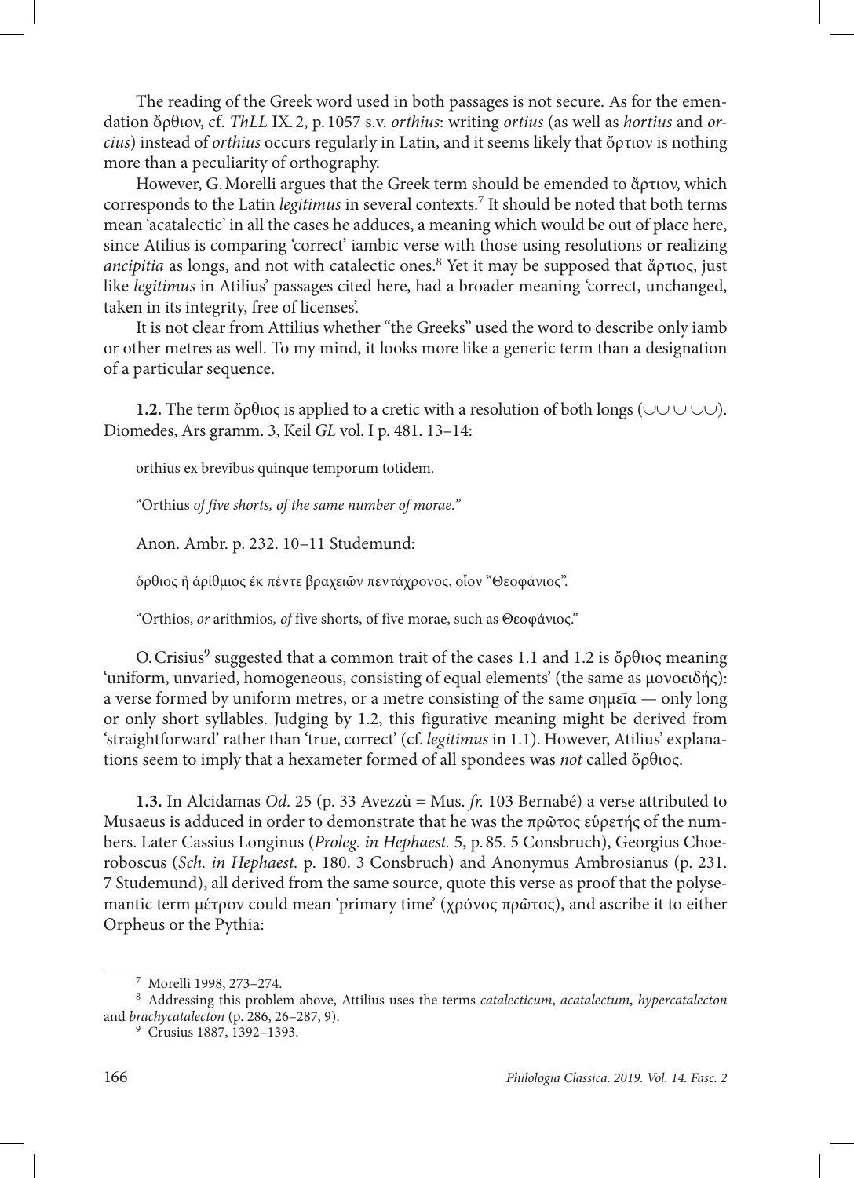The reading of the Greek word used in both passages is not secure. As for the emendation ὄρθιον, cf. *ThLL* IX. 2, p. 1057 s.v. *orthius*: writing *ortius* (as well as *hortius* and *orcius*) instead of *orthius* occurs regularly in Latin, and it seems likely that ὄρτιον is nothing more than a peculiarity of orthography.

However, G. Morelli argues that the Greek term should be emended to ἄρτιον, which corresponds to the Latin *legitimus* in several contexts.[7] It should be noted that both terms mean 'acatalectic' in all the cases he adduces, a meaning which would be out of place here, since Atilius is comparing 'correct' iambic verse with those using resolutions or realizing *ancipitia* as longs, and not with catalectic ones.[8] Yet it may be supposed that ἄρτιος, just like *legitimus* in Atilius' passages cited here, had a broader meaning 'correct, unchanged, taken in its integrity, free of licenses'.

It is not clear from Attilius whether "the Greeks" used the word to describe only iamb or other metres as well. To my mind, it looks more like a generic term than a designation of a particular sequence.

**1.2.** The term ὄρθιος is applied to a cretic with a resolution of both longs (◡◡ ◡ ◡◡). Diomedes, Ars gramm. 3, Keil *GL* vol. I p. 481. 13–14:

> orthius ex brevibus quinque temporum totidem.

"Orthius *of five shorts, of the same number of morae.*"

Anon. Ambr. p. 232. 10–11 Studemund:

> ὄρθιος ἢ ἀρίθμιος ἐκ πέντε βραχειῶν πεντάχρονος, οἷον "Θεοφάνιος".

"Orthios, *or* arithmios*, of* five shorts, of five morae, such as Θεοφάνιος."

O. Crisius[9] suggested that a common trait of the cases 1.1 and 1.2 is ὄρθιος meaning 'uniform, unvaried, homogeneous, consisting of equal elements' (the same as μονοειδής): a verse formed by uniform metres, or a metre consisting of the same σημεῖα — only long or only short syllables. Judging by 1.2, this figurative meaning might be derived from 'straightforward' rather than 'true, correct' (cf. *legitimus* in 1.1). However, Atilius' explanations seem to imply that a hexameter formed of all spondees was *not* called ὄρθιος.

**1.3.** In Alcidamas *Od.* 25 (p. 33 Avezzù = Mus. *fr.* 103 Bernabé) a verse attributed to Musaeus is adduced in order to demonstrate that he was the πρῶτος εὑρετής of the numbers. Later Cassius Longinus (*Proleg. in Hephaest.* 5, p. 85. 5 Consbruch), Georgius Choeroboscus (*Sch. in Hephaest.* p. 180. 3 Consbruch) and Anonymus Ambrosianus (p. 231. 7 Studemund), all derived from the same source, quote this verse as proof that the polysemantic term μέτρον could mean 'primary time' (χρόνος πρῶτος), and ascribe it to either Orpheus or the Pythia:

---

[7] Morelli 1998, 273–274.

[8] Addressing this problem above, Attilius uses the terms *catalecticum*, *acatalectum*, *hypercatalecton* and *brachycatalecton* (p. 286, 26–287, 9).

[9] Crusius 1887, 1392–1393.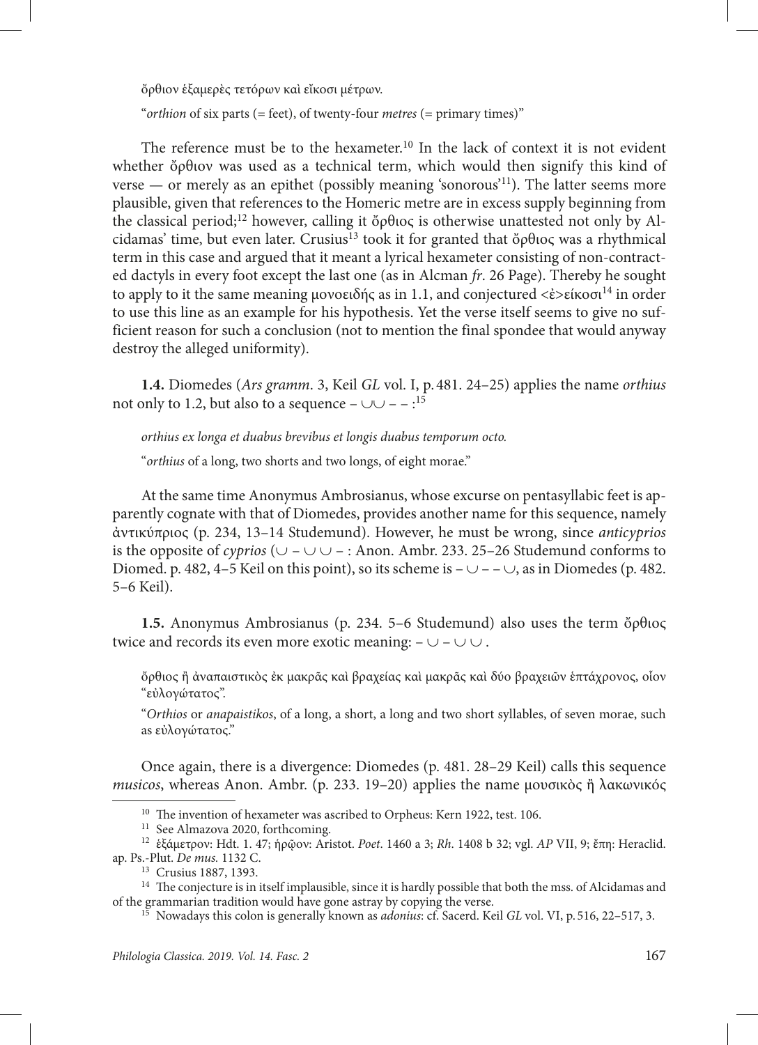ὄρθιον ἑξαμερὲς τετόρων καὶ εἴκοσι μέτρων.

"*orthion* of six parts (= feet), of twenty-four *metres* (= primary times)"

The reference must be to the hexameter.[10] In the lack of context it is not evident whether ὄρθιον was used as a technical term, which would then signify this kind of verse — or merely as an epithet (possibly meaning 'sonorous'[11]). The latter seems more plausible, given that references to the Homeric metre are in excess supply beginning from the classical period;[12] however, calling it ὄρθιος is otherwise unattested not only by Alcidamas' time, but even later. Crusius[13] took it for granted that ὄρθιος was a rhythmical term in this case and argued that it meant a lyrical hexameter consisting of non-contracted dactyls in every foot except the last one (as in Alcman *fr*. 26 Page). Thereby he sought to apply to it the same meaning μονοειδής as in 1.1, and conjectured <ἐ>είκοσι[14] in order to use this line as an example for his hypothesis. Yet the verse itself seems to give no sufficient reason for such a conclusion (not to mention the final spondee that would anyway destroy the alleged uniformity).

**1.4.** Diomedes (*Ars gramm*. 3, Keil *GL* vol. I, p. 481. 24–25) applies the name *orthius* not only to 1.2, but also to a sequence – ∪∪ – – :[15]

*orthius ex longa et duabus brevibus et longis duabus temporum octo.*

"*orthius* of a long, two shorts and two longs, of eight morae."

At the same time Anonymus Ambrosianus, whose excurse on pentasyllabic feet is apparently cognate with that of Diomedes, provides another name for this sequence, namely ἀντικύπριος (p. 234, 13–14 Studemund). However, he must be wrong, since *anticyprios* is the opposite of *cyprios* (∪ – ∪ ∪ – : Anon. Ambr. 233. 25–26 Studemund conforms to Diomed. p. 482, 4–5 Keil on this point), so its scheme is – ∪ – – ∪, as in Diomedes (p. 482. 5–6 Keil).

**1.5.** Anonymus Ambrosianus (p. 234. 5–6 Studemund) also uses the term ὄρθιος twice and records its even more exotic meaning: – ∪ – ∪ ∪ .

ὄρθιος ἢ ἀναπαιστικὸς ἐκ μακρᾶς καὶ βραχείας καὶ μακρᾶς καὶ δύο βραχειῶν ἑπτάχρονος, οἷον "εὐλογώτατος".

"*Orthios* or *anapaistikos*, of a long, a short, a long and two short syllables, of seven morae, such as εὐλογώτατος."

Once again, there is a divergence: Diomedes (p. 481. 28–29 Keil) calls this sequence *musicos*, whereas Anon. Ambr. (p. 233. 19–20) applies the name μουσικὸς ἢ λακωνικός

---

[10] The invention of hexameter was ascribed to Orpheus: Kern 1922, test. 106.

[11] See Almazova 2020, forthcoming.

[12] ἑξάμετρον: Hdt. 1. 47; ἡρῷον: Aristot. *Poet*. 1460 a 3; *Rh*. 1408 b 32; vgl. *AP* VII, 9; ἔπη: Heraclid. ap. Ps.-Plut. *De mus.* 1132 C.

[13] Crusius 1887, 1393.

[14] The conjecture is in itself implausible, since it is hardly possible that both the mss. of Alcidamas and of the grammarian tradition would have gone astray by copying the verse.

[15] Nowadays this colon is generally known as *adonius*: cf. Sacerd. Keil *GL* vol. VI, p. 516, 22–517, 3.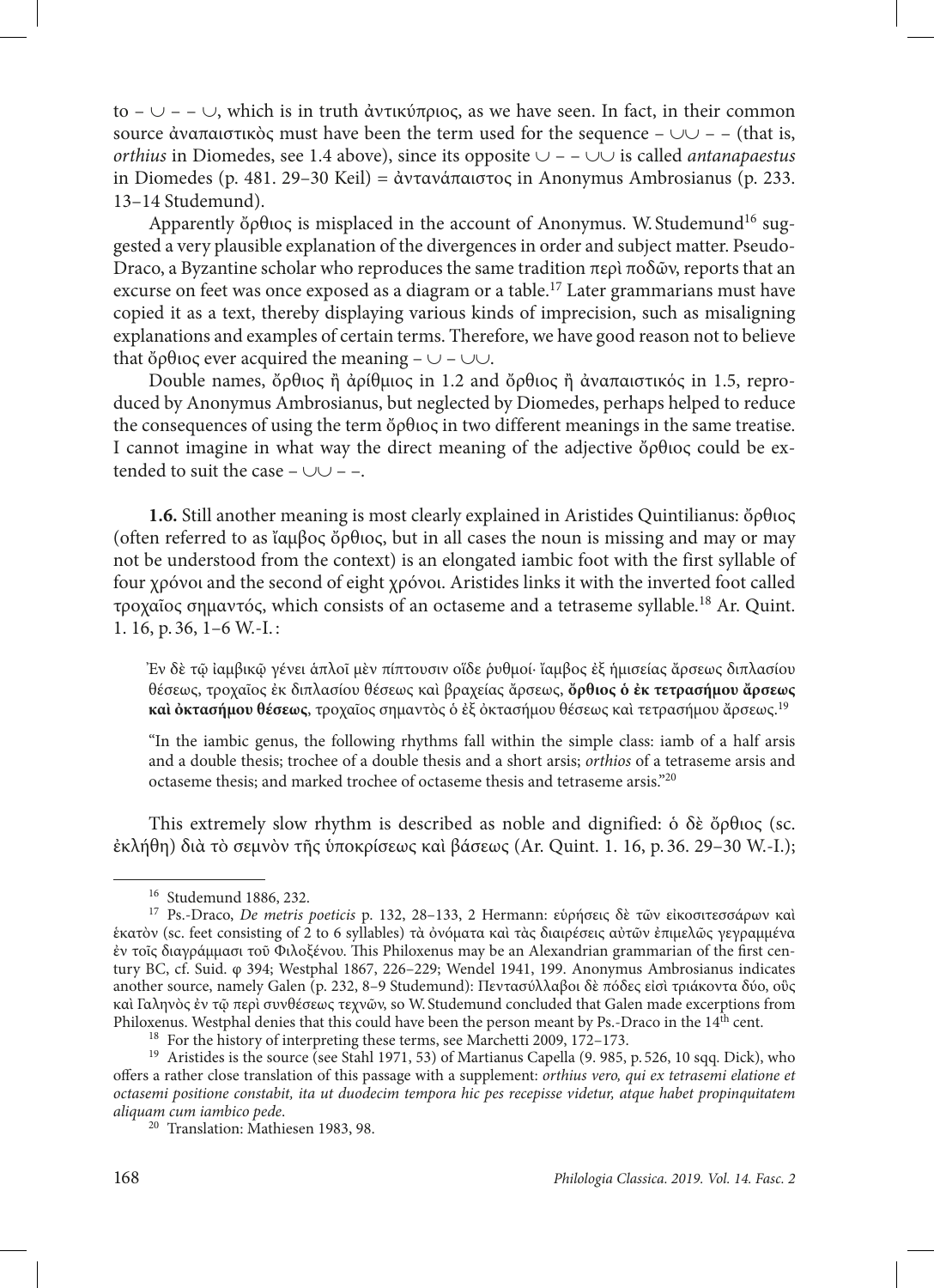to – ∪ – – ∪, which is in truth ἀντικύπριος, as we have seen. In fact, in their common source ἀναπαιστικὸς must have been the term used for the sequence – ∪∪ – – (that is, *orthius* in Diomedes, see 1.4 above), since its opposite ∪ – – ∪∪ is called *antanapaestus* in Diomedes (p. 481. 29–30 Keil) = ἀντανάπαιστος in Anonymus Ambrosianus (p. 233. 13–14 Studemund).

Apparently ὄρθιος is misplaced in the account of Anonymus. W. Studemund[16] suggested a very plausible explanation of the divergences in order and subject matter. Pseudo-Draco, a Byzantine scholar who reproduces the same tradition περὶ ποδῶν, reports that an excurse on feet was once exposed as a diagram or a table.[17] Later grammarians must have copied it as a text, thereby displaying various kinds of imprecision, such as misaligning explanations and examples of certain terms. Therefore, we have good reason not to believe that ὄρθιος ever acquired the meaning – ∪ – ∪∪.

Double names, ὄρθιος ἢ ἀρίθμιος in 1.2 and ὄρθιος ἢ ἀναπαιστικός in 1.5, reproduced by Anonymus Ambrosianus, but neglected by Diomedes, perhaps helped to reduce the consequences of using the term ὄρθιος in two different meanings in the same treatise. I cannot imagine in what way the direct meaning of the adjective ὄρθιος could be extended to suit the case – ∪∪ – –.

**1.6.** Still another meaning is most clearly explained in Aristides Quintilianus: ὄρθιος (often referred to as ἴαμβος ὄρθιος, but in all cases the noun is missing and may or may not be understood from the context) is an elongated iambic foot with the first syllable of four χρόνοι and the second of eight χρόνοι. Aristides links it with the inverted foot called τροχαῖος σημαντός, which consists of an octaseme and a tetraseme syllable.[18] Ar. Quint. 1. 16, p. 36, 1–6 W.-I.:

> Ἐν δὲ τῷ ἰαμβικῷ γένει ἁπλοῖ μὲν πίπτουσιν οἵδε ῥυθμοί· ἴαμβος ἐξ ἡμισείας ἄρσεως διπλασίου θέσεως, τροχαῖος ἐκ διπλασίου θέσεως καὶ βραχείας ἄρσεως, **ὄρθιος ὁ ἐκ τετρασήμου ἄρσεως καὶ ὀκτασήμου θέσεως**, τροχαῖος σημαντὸς ὁ ἐξ ὀκτασήμου θέσεως καὶ τετρασήμου ἄρσεως.[19]
>
> "In the iambic genus, the following rhythms fall within the simple class: iamb of a half arsis and a double thesis; trochee of a double thesis and a short arsis; *orthios* of a tetraseme arsis and octaseme thesis; and marked trochee of octaseme thesis and tetraseme arsis."[20]

This extremely slow rhythm is described as noble and dignified: ὁ δὲ ὄρθιος (sc. ἐκλήθη) διὰ τὸ σεμνὸν τῆς ὑποκρίσεως καὶ βάσεως (Ar. Quint. 1. 16, p. 36. 29–30 W.-I.);

---

[16] Studemund 1886, 232.

[17] Ps.-Draco, *De metris poeticis* p. 132, 28–133, 2 Hermann: εὑρήσεις δὲ τῶν εἰκοσιτεσσάρων καὶ ἑκατὸν (sc. feet consisting of 2 to 6 syllables) τὰ ὀνόματα καὶ τὰς διαιρέσεις αὐτῶν ἐπιμελῶς γεγραμμένα ἐν τοῖς διαγράμμασι τοῦ Φιλοξένου. This Philoxenus may be an Alexandrian grammarian of the first century BC, cf. Suid. φ 394; Westphal 1867, 226–229; Wendel 1941, 199. Anonymus Ambrosianus indicates another source, namely Galen (p. 232, 8–9 Studemund): Πεντασύλλαβοι δὲ πόδες εἰσὶ τριάκοντα δύο, οὓς καὶ Γαληνὸς ἐν τῷ περὶ συνθέσεως τεχνῶν, so W. Studemund concluded that Galen made excerptions from Philoxenus. Westphal denies that this could have been the person meant by Ps.-Draco in the 14th cent.

[18] For the history of interpreting these terms, see Marchetti 2009, 172–173.

[19] Aristides is the source (see Stahl 1971, 53) of Martianus Capella (9. 985, p. 526, 10 sqq. Dick), who offers a rather close translation of this passage with a supplement: *orthius vero, qui ex tetrasemi elatione et octasemi positione constabit, ita ut duodecim tempora hic pes recepisse videtur, atque habet propinquitatem aliquam cum iambico pede.*

[20] Translation: Mathiesen 1983, 98.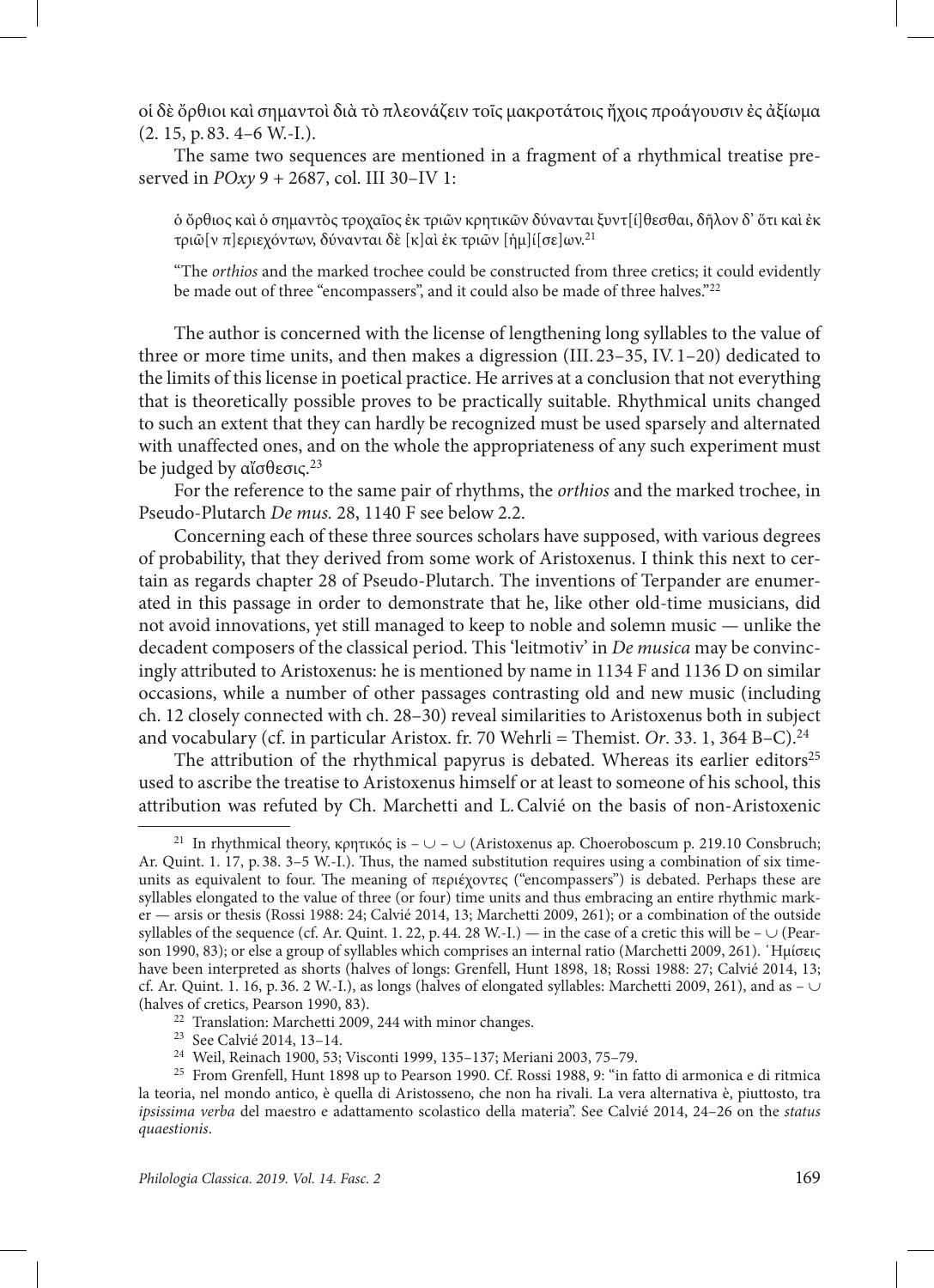οἱ δὲ ὄρθιοι καὶ σημαντοὶ διὰ τὸ πλεονάζειν τοῖς μακροτάτοις ἤχοις προάγουσιν ἐς ἀξίωμα (2. 15, p. 83. 4–6 W.-I.).

The same two sequences are mentioned in a fragment of a rhythmical treatise preserved in *POxy* 9 + 2687, col. III 30–IV 1:

> ὁ ὄρθιος καὶ ὁ σημαντὸς τροχαῖος ἐκ τριῶν κρητικῶν δύνανται ξυντ[ί]θεσθαι, δῆλον δ' ὅτι καὶ ἐκ τριῶ[ν π]εριεχόντων, δύνανται δὲ [κ]αὶ ἐκ τριῶν [ἡμ]ί[σε]ων.[21]
>
> "The *orthios* and the marked trochee could be constructed from three cretics; it could evidently be made out of three "encompassers", and it could also be made of three halves."[22]

The author is concerned with the license of lengthening long syllables to the value of three or more time units, and then makes a digression (III. 23–35, IV. 1–20) dedicated to the limits of this license in poetical practice. He arrives at a conclusion that not everything that is theoretically possible proves to be practically suitable. Rhythmical units changed to such an extent that they can hardly be recognized must be used sparsely and alternated with unaffected ones, and on the whole the appropriateness of any such experiment must be judged by αἴσθεσις.[23]

For the reference to the same pair of rhythms, the *orthios* and the marked trochee, in Pseudo-Plutarch *De mus.* 28, 1140 F see below 2.2.

Concerning each of these three sources scholars have supposed, with various degrees of probability, that they derived from some work of Aristoxenus. I think this next to certain as regards chapter 28 of Pseudo-Plutarch. The inventions of Terpander are enumerated in this passage in order to demonstrate that he, like other old-time musicians, did not avoid innovations, yet still managed to keep to noble and solemn music — unlike the decadent composers of the classical period. This 'leitmotiv' in *De musica* may be convincingly attributed to Aristoxenus: he is mentioned by name in 1134 F and 1136 D on similar occasions, while a number of other passages contrasting old and new music (including ch. 12 closely connected with ch. 28–30) reveal similarities to Aristoxenus both in subject and vocabulary (cf. in particular Aristox. fr. 70 Wehrli = Themist. *Or*. 33. 1, 364 B–C).[24]

The attribution of the rhythmical papyrus is debated. Whereas its earlier editors[25] used to ascribe the treatise to Aristoxenus himself or at least to someone of his school, this attribution was refuted by Ch. Marchetti and L. Calvié on the basis of non-Aristoxenic

---

[21] In rhythmical theory, κρητικός is – ∪ – ∪ (Aristoxenus ap. Choeroboscum p. 219.10 Consbruch; Ar. Quint. 1. 17, p. 38. 3–5 W.-I.). Thus, the named substitution requires using a combination of six time-units as equivalent to four. The meaning of περιέχοντες ("encompassers") is debated. Perhaps these are syllables elongated to the value of three (or four) time units and thus embracing an entire rhythmic marker — arsis or thesis (Rossi 1988: 24; Calvié 2014, 13; Marchetti 2009, 261); or a combination of the outside syllables of the sequence (cf. Ar. Quint. 1. 22, p. 44. 28 W.-I.) — in the case of a cretic this will be – ∪ (Pearson 1990, 83); or else a group of syllables which comprises an internal ratio (Marchetti 2009, 261). Ἡμίσεις have been interpreted as shorts (halves of longs: Grenfell, Hunt 1898, 18; Rossi 1988: 27; Calvié 2014, 13; cf. Ar. Quint. 1. 16, p. 36. 2 W.-I.), as longs (halves of elongated syllables: Marchetti 2009, 261), and as – ∪ (halves of cretics, Pearson 1990, 83).

[22] Translation: Marchetti 2009, 244 with minor changes.

[23] See Calvié 2014, 13–14.

[24] Weil, Reinach 1900, 53; Visconti 1999, 135–137; Meriani 2003, 75–79.

[25] From Grenfell, Hunt 1898 up to Pearson 1990. Cf. Rossi 1988, 9: "in fatto di armonica e di ritmica la teoria, nel mondo antico, è quella di Aristosseno, che non ha rivali. La vera alternativa è, piuttosto, tra *ipsissima verba* del maestro e adattamento scolastico della materia". See Calvié 2014, 24–26 on the *status quaestionis*.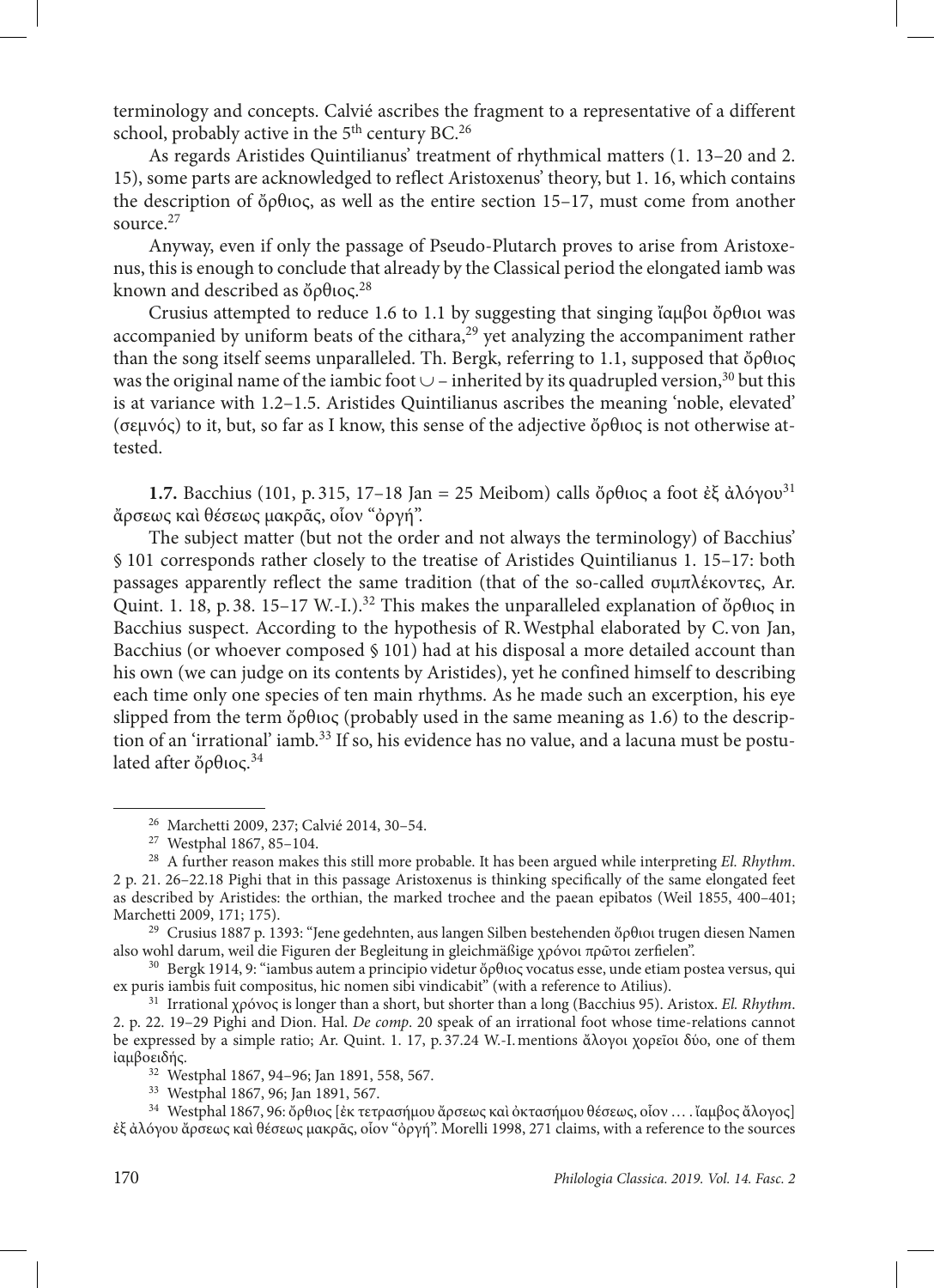terminology and concepts. Calvié ascribes the fragment to a representative of a different school, probably active in the 5th century BC.[26]

As regards Aristides Quintilianus' treatment of rhythmical matters (1. 13–20 and 2. 15), some parts are acknowledged to reflect Aristoxenus' theory, but 1. 16, which contains the description of ὄρθιος, as well as the entire section 15–17, must come from another source.[27]

Anyway, even if only the passage of Pseudo-Plutarch proves to arise from Aristoxenus, this is enough to conclude that already by the Classical period the elongated iamb was known and described as ὄρθιος.[28]

Crusius attempted to reduce 1.6 to 1.1 by suggesting that singing ἴαμβοι ὄρθιοι was accompanied by uniform beats of the cithara,[29] yet analyzing the accompaniment rather than the song itself seems unparalleled. Th. Bergk, referring to 1.1, supposed that ὄρθιος was the original name of the iambic foot ∪ – inherited by its quadrupled version,[30] but this is at variance with 1.2–1.5. Aristides Quintilianus ascribes the meaning 'noble, elevated' (σεμνός) to it, but, so far as I know, this sense of the adjective ὄρθιος is not otherwise attested.

**1.7.** Bacchius (101, p. 315, 17–18 Jan = 25 Meibom) calls ὄρθιος a foot ἐξ ἀλόγου[31] ἄρσεως καὶ θέσεως μακρᾶς, οἷον "ὀργή".

The subject matter (but not the order and not always the terminology) of Bacchius' § 101 corresponds rather closely to the treatise of Aristides Quintilianus 1. 15–17: both passages apparently reflect the same tradition (that of the so-called συμπλέκοντες, Ar. Quint. 1. 18, p. 38. 15–17 W.-I.).[32] This makes the unparalleled explanation of ὄρθιος in Bacchius suspect. According to the hypothesis of R. Westphal elaborated by C. von Jan, Bacchius (or whoever composed § 101) had at his disposal a more detailed account than his own (we can judge on its contents by Aristides), yet he confined himself to describing each time only one species of ten main rhythms. As he made such an excerption, his eye slipped from the term ὄρθιος (probably used in the same meaning as 1.6) to the description of an 'irrational' iamb.[33] If so, his evidence has no value, and a lacuna must be postulated after ὄρθιος.[34]

---

[26] Marchetti 2009, 237; Calvié 2014, 30–54.

[27] Westphal 1867, 85–104.

[28] A further reason makes this still more probable. It has been argued while interpreting *El. Rhythm*. 2 p. 21. 26–22.18 Pighi that in this passage Aristoxenus is thinking specifically of the same elongated feet as described by Aristides: the orthian, the marked trochee and the paean epibatos (Weil 1855, 400–401; Marchetti 2009, 171; 175).

[29] Crusius 1887 p. 1393: "Jene gedehnten, aus langen Silben bestehenden ὄρθιοι trugen diesen Namen also wohl darum, weil die Figuren der Begleitung in gleichmäßige χρόνοι πρῶτοι zerfielen".

[30] Bergk 1914, 9: "iambus autem a principio videtur ὄρθιος vocatus esse, unde etiam postea versus, qui ex puris iambis fuit compositus, hic nomen sibi vindicabit" (with a reference to Atilius).

[31] Irrational χρόνος is longer than a short, but shorter than a long (Bacchius 95). Aristox. *El. Rhythm*. 2. p. 22. 19–29 Pighi and Dion. Hal. *De comp*. 20 speak of an irrational foot whose time-relations cannot be expressed by a simple ratio; Ar. Quint. 1. 17, p. 37.24 W.-I. mentions ἄλογοι χορεῖοι δύο, one of them ἰαμβοειδής.

[32] Westphal 1867, 94–96; Jan 1891, 558, 567.

[33] Westphal 1867, 96; Jan 1891, 567.

[34] Westphal 1867, 96: ὄρθιος [ἐκ τετρασήμου ἄρσεως καὶ ὀκτασήμου θέσεως, οἷον … . ἴαμβος ἄλογος] ἐξ ἀλόγου ἄρσεως καὶ θέσεως μακρᾶς, οἷον "ὀργή". Morelli 1998, 271 claims, with a reference to the sources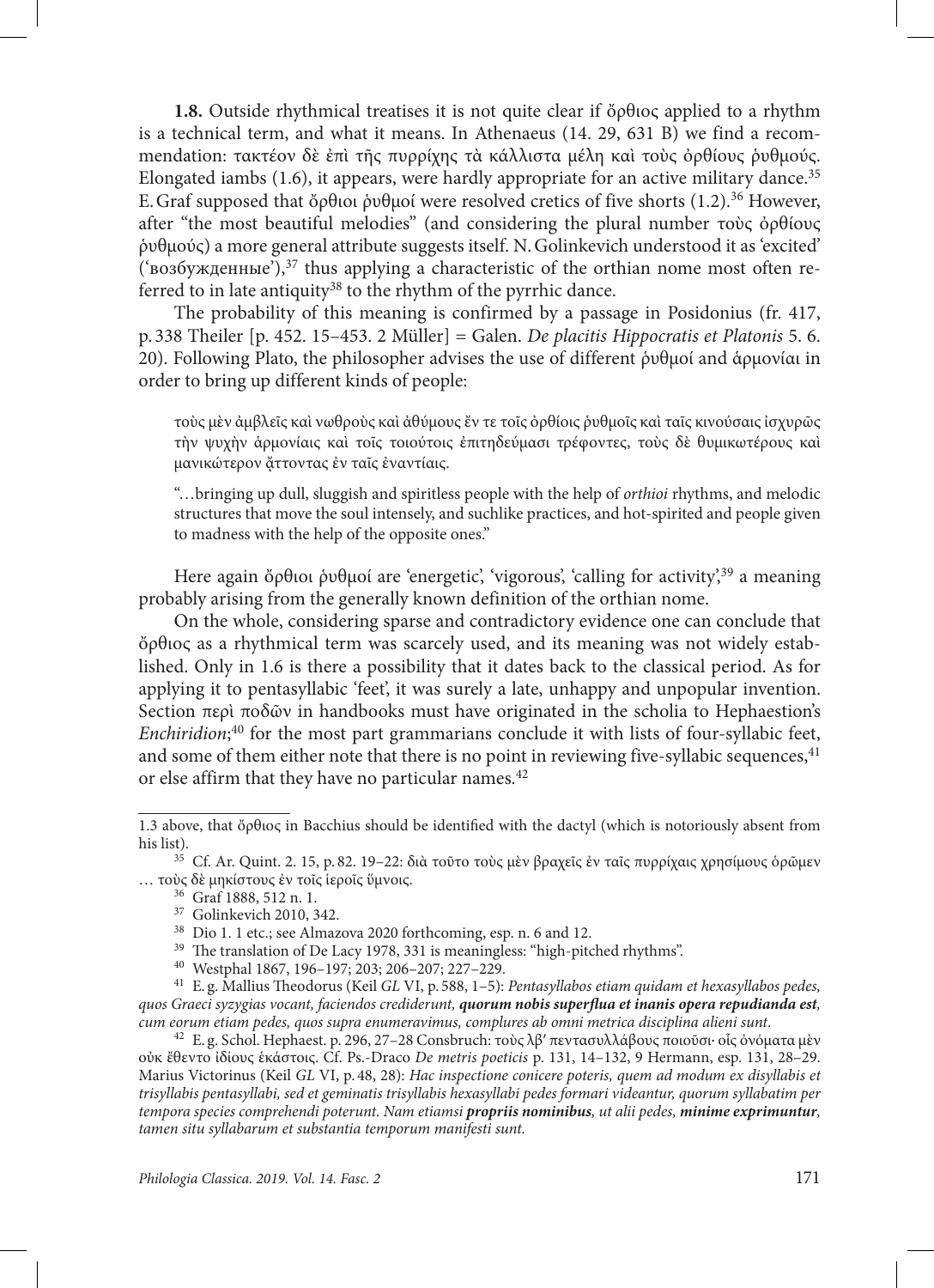**1.8.** Outside rhythmical treatises it is not quite clear if ὄρθιος applied to a rhythm is a technical term, and what it means. In Athenaeus (14. 29, 631 B) we find a recommendation: τακτέον δὲ ἐπὶ τῆς πυρρίχης τὰ κάλλιστα μέλη καὶ τοὺς ὀρθίους ῥυθμούς. Elongated iambs (1.6), it appears, were hardly appropriate for an active military dance.[35] E. Graf supposed that ὄρθιοι ῥυθμοί were resolved cretics of five shorts (1.2).[36] However, after "the most beautiful melodies" (and considering the plural number τοὺς ὀρθίους ῥυθμούς) a more general attribute suggests itself. N. Golinkevich understood it as 'excited' ('возбужденные'),[37] thus applying a characteristic of the orthian nome most often referred to in late antiquity[38] to the rhythm of the pyrrhic dance.

The probability of this meaning is confirmed by a passage in Posidonius (fr. 417, p. 338 Theiler [p. 452. 15–453. 2 Müller] = Galen. *De placitis Hippocratis et Platonis* 5. 6. 20). Following Plato, the philosopher advises the use of different ῥυθμοί and ἁρμονίαι in order to bring up different kinds of people:

> τοὺς μὲν ἀμβλεῖς καὶ νωθροὺς καὶ ἀθύμους ἔν τε τοῖς ὀρθίοις ῥυθμοῖς καὶ ταῖς κινούσαις ἰσχυρῶς τὴν ψυχὴν ἁρμονίαις καὶ τοῖς τοιούτοις ἐπιτηδεύμασι τρέφοντες, τοὺς δὲ θυμικωτέρους καὶ μανικώτερον ᾄττοντας ἐν ταῖς ἐναντίαις.
>
> "…bringing up dull, sluggish and spiritless people with the help of *orthioi* rhythms, and melodic structures that move the soul intensely, and suchlike practices, and hot-spirited and people given to madness with the help of the opposite ones."

Here again ὄρθιοι ῥυθμοί are 'energetic', 'vigorous', 'calling for activity',[39] a meaning probably arising from the generally known definition of the orthian nome.

On the whole, considering sparse and contradictory evidence one can conclude that ὄρθιος as a rhythmical term was scarcely used, and its meaning was not widely established. Only in 1.6 is there a possibility that it dates back to the classical period. As for applying it to pentasyllabic 'feet', it was surely a late, unhappy and unpopular invention. Section περὶ ποδῶν in handbooks must have originated in the scholia to Hephaestion's *Enchiridion*;[40] for the most part grammarians conclude it with lists of four-syllabic feet, and some of them either note that there is no point in reviewing five-syllabic sequences,[41] or else affirm that they have no particular names.[42]

---

1.3 above, that ὄρθιος in Bacchius should be identified with the dactyl (which is notoriously absent from his list).

[35] Cf. Ar. Quint. 2. 15, p. 82. 19–22: διὰ τοῦτο τοὺς μὲν βραχεῖς ἐν ταῖς πυρρίχαις χρησίμους ὁρῶμεν … τοὺς δὲ μηκίστους ἐν τοῖς ἱεροῖς ὕμνοις.

[36] Graf 1888, 512 n. 1.

[37] Golinkevich 2010, 342.

[38] Dio 1. 1 etc.; see Almazova 2020 forthcoming, esp. n. 6 and 12.

[39] The translation of De Lacy 1978, 331 is meaningless: "high-pitched rhythms".

[40] Westphal 1867, 196–197; 203; 206–207; 227–229.

[41] E. g. Mallius Theodorus (Keil *GL* VI, p. 588, 1–5): *Pentasyllabos etiam quidam et hexasyllabos pedes, quos Graeci syzygias vocant, faciendos crediderunt, **quorum nobis superflua et inanis opera repudianda est**, cum eorum etiam pedes, quos supra enumeravimus, complures ab omni metrica disciplina alieni sunt*.

[42] E. g. Schol. Hephaest. p. 296, 27–28 Consbruch: τοὺς λβʹ πεντασυλλάβους ποιοῦσι· οἷς ὀνόματα μὲν οὐκ ἔθεντο ἰδίους ἑκάστοις. Cf. Ps.-Draco *De metris poeticis* p. 131, 14–132, 9 Hermann, esp. 131, 28–29. Marius Victorinus (Keil *GL* VI, p. 48, 28): *Hac inspectione conicere poteris, quem ad modum ex disyllabis et trisyllabis pentasyllabi, sed et geminatis trisyllabis hexasyllabi pedes formari videantur, quorum syllabatim per tempora species comprehendi poterunt. Nam etiamsi **propriis nominibus**, ut alii pedes, **minime exprimuntur**, tamen situ syllabarum et substantia temporum manifesti sunt*.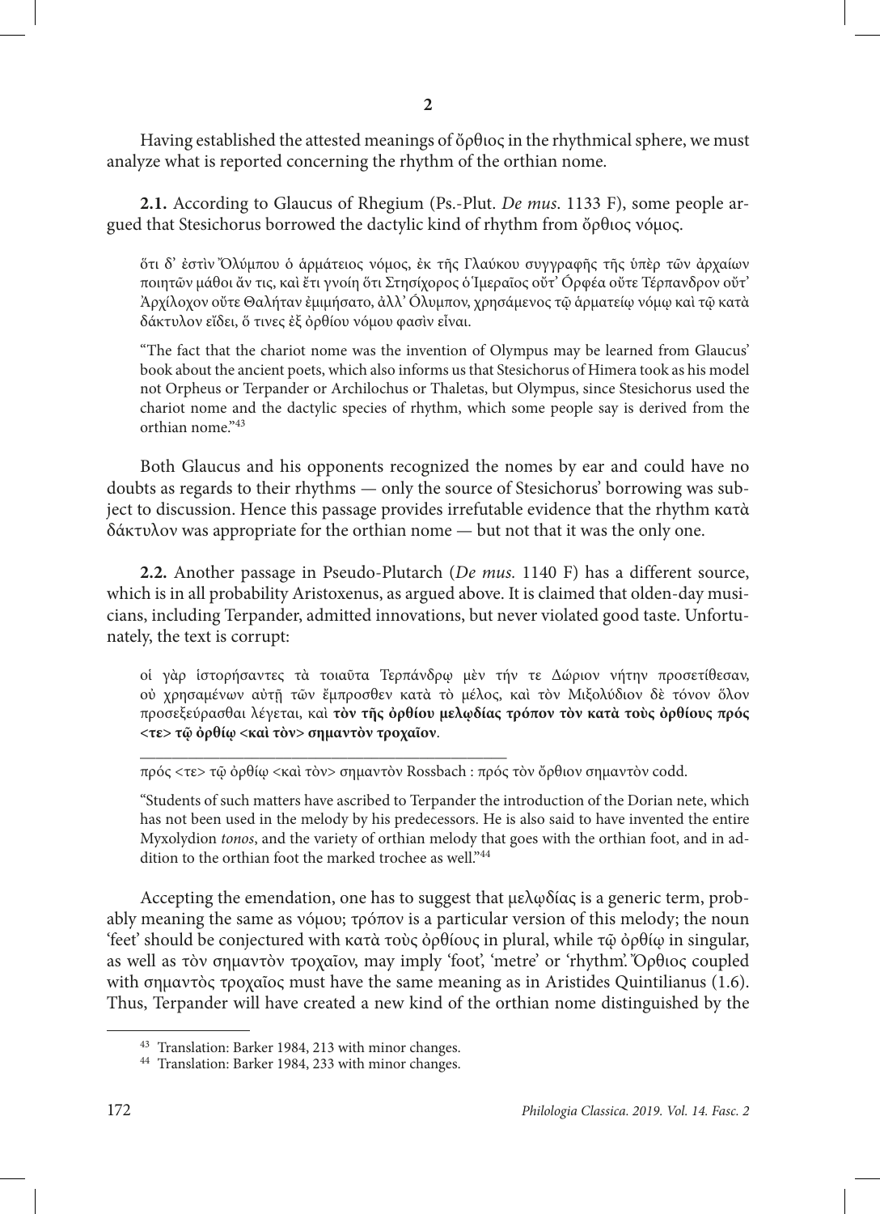## 2

Having established the attested meanings of ὄρθιος in the rhythmical sphere, we must analyze what is reported concerning the rhythm of the orthian nome.

**2.1.** According to Glaucus of Rhegium (Ps.-Plut. *De mus*. 1133 F), some people argued that Stesichorus borrowed the dactylic kind of rhythm from ὄρθιος νόμος.

> ὅτι δ’ ἐστὶν Ὀλύμπου ὁ ἁρμάτειος νόμος, ἐκ τῆς Γλαύκου συγγραφῆς τῆς ὑπὲρ τῶν ἀρχαίων ποιητῶν μάθοι ἄν τις, καὶ ἔτι γνοίη ὅτι Στησίχορος ὁ Ἱμεραῖος οὔτ’ Ὀρφέα οὔτε Τέρπανδρον οὔτ’ Ἀρχίλοχον οὔτε Θαλήταν ἐμιμήσατο, ἀλλ’ Ὄλυμπον, χρησάμενος τῷ ἁρματείῳ νόμῳ καὶ τῷ κατὰ δάκτυλον εἴδει, ὅ τινες ἐξ ὀρθίου νόμου φασὶν εἶναι.
>
> “The fact that the chariot nome was the invention of Olympus may be learned from Glaucus’ book about the ancient poets, which also informs us that Stesichorus of Himera took as his model not Orpheus or Terpander or Archilochus or Thaletas, but Olympus, since Stesichorus used the chariot nome and the dactylic species of rhythm, which some people say is derived from the orthian nome.”[43]

Both Glaucus and his opponents recognized the nomes by ear and could have no doubts as regards to their rhythms — only the source of Stesichorus’ borrowing was subject to discussion. Hence this passage provides irrefutable evidence that the rhythm κατὰ δάκτυλον was appropriate for the orthian nome — but not that it was the only one.

**2.2.** Another passage in Pseudo-Plutarch (*De mus*. 1140 F) has a different source, which is in all probability Aristoxenus, as argued above. It is claimed that olden-day musicians, including Terpander, admitted innovations, but never violated good taste. Unfortunately, the text is corrupt:

> οἱ γὰρ ἱστορήσαντες τὰ τοιαῦτα Τερπάνδρῳ μὲν τήν τε Δώριον νήτην προσετίθεσαν, οὐ χρησαμένων αὐτῇ τῶν ἔμπροσθεν κατὰ τὸ μέλος, καὶ τὸν Μιξολύδιον δὲ τόνον ὅλον προσεξεύρασθαι λέγεται, καὶ **τὸν τῆς ὀρθίου μελῳδίας τρόπον τὸν κατὰ τοὺς ὀρθίους πρός <τε> τῷ ὀρθίῳ <καὶ τὸν> σημαντὸν τροχαῖον**.
>
> ---
>
> πρός <τε> τῷ ὀρθίῳ <καὶ τὸν> σημαντὸν Rossbach : πρός τὸν ὄρθιον σημαντὸν codd.
>
> “Students of such matters have ascribed to Terpander the introduction of the Dorian nete, which has not been used in the melody by his predecessors. He is also said to have invented the entire Myxolydion *tonos*, and the variety of orthian melody that goes with the orthian foot, and in addition to the orthian foot the marked trochee as well.”[44]

Accepting the emendation, one has to suggest that μελῳδίας is a generic term, probably meaning the same as νόμου; τρόπον is a particular version of this melody; the noun ‘feet’ should be conjectured with κατὰ τοὺς ὀρθίους in plural, while τῷ ὀρθίῳ in singular, as well as τὸν σημαντὸν τροχαῖον, may imply ‘foot’, ‘metre’ or ‘rhythm’. Ὄρθιος coupled with σημαντὸς τροχαῖος must have the same meaning as in Aristides Quintilianus (1.6). Thus, Terpander will have created a new kind of the orthian nome distinguished by the

---

[43] Translation: Barker 1984, 213 with minor changes.

[44] Translation: Barker 1984, 233 with minor changes.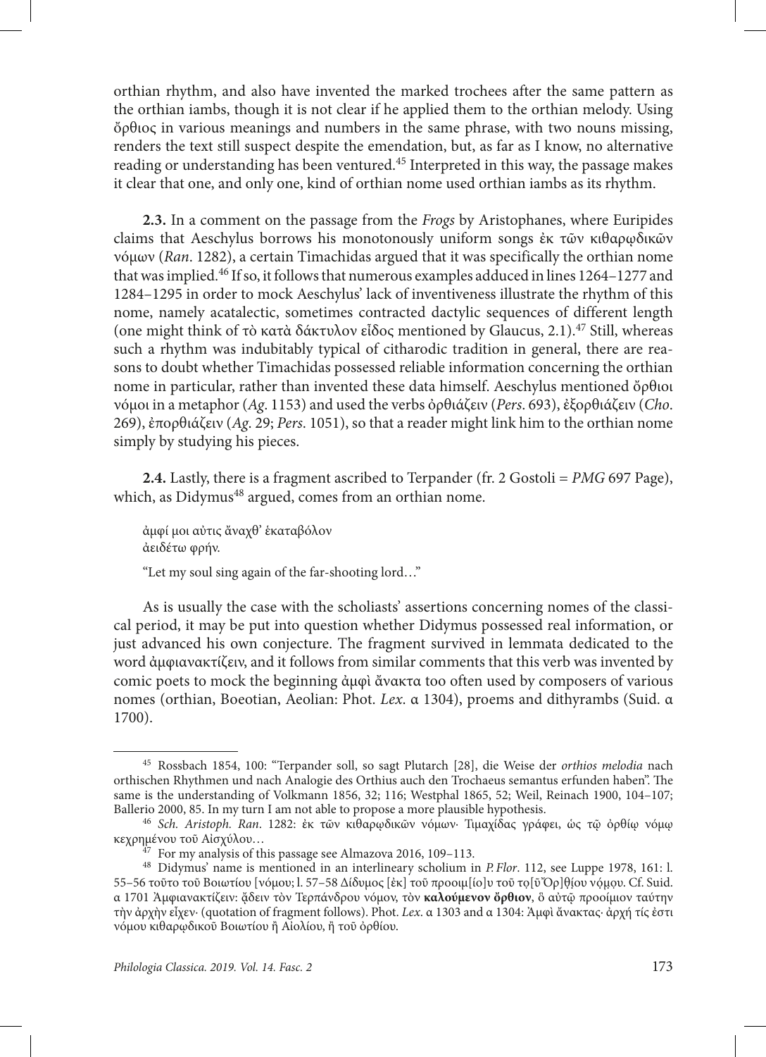orthian rhythm, and also have invented the marked trochees after the same pattern as the orthian iambs, though it is not clear if he applied them to the orthian melody. Using ὄρθιος in various meanings and numbers in the same phrase, with two nouns missing, renders the text still suspect despite the emendation, but, as far as I know, no alternative reading or understanding has been ventured.[45] Interpreted in this way, the passage makes it clear that one, and only one, kind of orthian nome used orthian iambs as its rhythm.

**2.3.** In a comment on the passage from the *Frogs* by Aristophanes, where Euripides claims that Aeschylus borrows his monotonously uniform songs ἐκ τῶν κιθαρῳδικῶν νόμων (*Ran*. 1282), a certain Timachidas argued that it was specifically the orthian nome that was implied.[46] If so, it follows that numerous examples adduced in lines 1264–1277 and 1284–1295 in order to mock Aeschylus' lack of inventiveness illustrate the rhythm of this nome, namely acatalectic, sometimes contracted dactylic sequences of different length (one might think of τὸ κατὰ δάκτυλον εἶδος mentioned by Glaucus, 2.1).[47] Still, whereas such a rhythm was indubitably typical of citharodic tradition in general, there are reasons to doubt whether Timachidas possessed reliable information concerning the orthian nome in particular, rather than invented these data himself. Aeschylus mentioned ὄρθιοι νόμοι in a metaphor (*Ag*. 1153) and used the verbs ὀρθιάζειν (*Pers*. 693), ἐξορθιάζειν (*Cho*. 269), ἐπορθιάζειν (*Ag*. 29; *Pers*. 1051), so that a reader might link him to the orthian nome simply by studying his pieces.

**2.4.** Lastly, there is a fragment ascribed to Terpander (fr. 2 Gostoli = *PMG* 697 Page), which, as Didymus[48] argued, comes from an orthian nome.

ἀμφί μοι αὐτις ἄναχθ' ἑκαταβόλον
ἀειδέτω φρήν.

"Let my soul sing again of the far-shooting lord…"

As is usually the case with the scholiasts' assertions concerning nomes of the classical period, it may be put into question whether Didymus possessed real information, or just advanced his own conjecture. The fragment survived in lemmata dedicated to the word ἀμφιανακτίζειν, and it follows from similar comments that this verb was invented by comic poets to mock the beginning ἀμφὶ ἄνακτα too often used by composers of various nomes (orthian, Boeotian, Aeolian: Phot. *Lex*. α 1304), proems and dithyrambs (Suid. α 1700).

---

[45] Rossbach 1854, 100: "Terpander soll, so sagt Plutarch [28], die Weise der *orthios melodia* nach orthischen Rhythmen und nach Analogie des Orthius auch den Trochaeus semantus erfunden haben". The same is the understanding of Volkmann 1856, 32; 116; Westphal 1865, 52; Weil, Reinach 1900, 104–107; Ballerio 2000, 85. In my turn I am not able to propose a more plausible hypothesis.

[46] *Sch. Aristoph. Ran*. 1282: ἐκ τῶν κιθαρῳδικῶν νόμων· Τιμαχίδας γράφει, ὡς τῷ ὀρθίῳ νόμῳ κεχρημένου τοῦ Αἰσχύλου…

[47] For my analysis of this passage see Almazova 2016, 109–113.

[48] Didymus' name is mentioned in an interlineary scholium in *P.Flor*. 112, see Luppe 1978, 161: l. 55–56 τοῦτο τοῦ Βοιωτίου [νόμου; l. 57–58 Δίδυμος [ἐκ] τοῦ προοιμ[ίο]υ τοῦ τọ[ῦ Ὀρ]θ̣ίου νόμọυ. Cf. Suid. α 1701 Ἀμφιανακτίζειν: ᾄδειν τὸν Τερπάνδρου νόμον, τὸν **καλούμενον ὄρθιον**, ὃ αὐτῷ προοίμιον ταύτην τὴν ἀρχὴν εἶχεν· (quotation of fragment follows). Phot. *Lex*. α 1303 and α 1304: Ἀμφὶ ἄνακτας· ἀρχή τίς ἐστι νόμου κιθαρῳδικοῦ Βοιωτίου ἢ Αἰολίου, ἢ τοῦ ὀρθίου.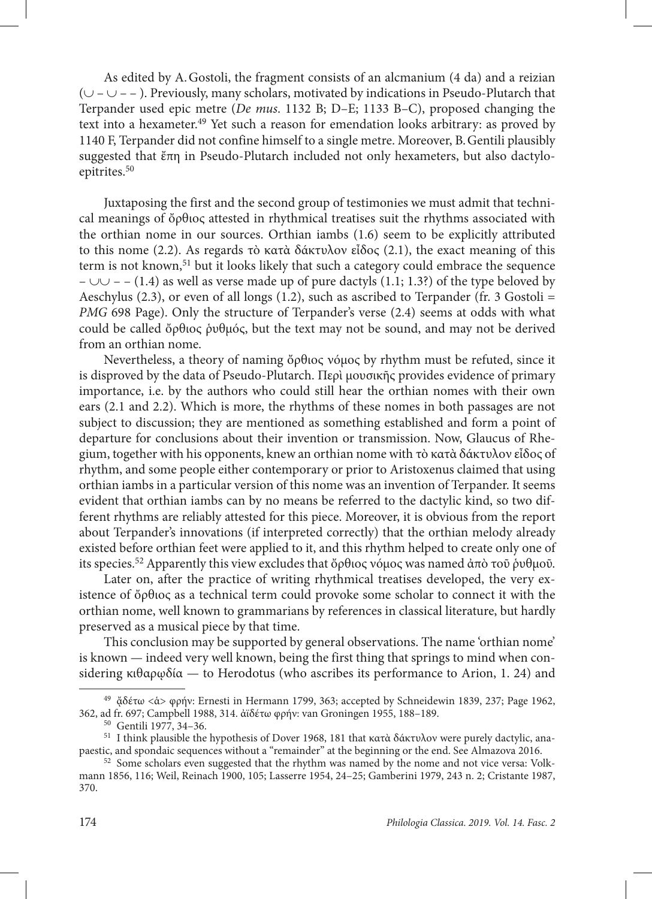As edited by A. Gostoli, the fragment consists of an alcmanium (4 da) and a reizian (∪ – ∪ – – ). Previously, many scholars, motivated by indications in Pseudo-Plutarch that Terpander used epic metre (*De mus*. 1132 B; D–E; 1133 B–C), proposed changing the text into a hexameter.[49] Yet such a reason for emendation looks arbitrary: as proved by 1140 F, Terpander did not confine himself to a single metre. Moreover, B. Gentili plausibly suggested that ἔπη in Pseudo-Plutarch included not only hexameters, but also dactylo-epitrites.[50]

Juxtaposing the first and the second group of testimonies we must admit that technical meanings of ὄρθιος attested in rhythmical treatises suit the rhythms associated with the orthian nome in our sources. Orthian iambs (1.6) seem to be explicitly attributed to this nome (2.2). As regards τὸ κατὰ δάκτυλον εἶδος (2.1), the exact meaning of this term is not known,[51] but it looks likely that such a category could embrace the sequence – ∪∪ – – (1.4) as well as verse made up of pure dactyls (1.1; 1.3?) of the type beloved by Aeschylus (2.3), or even of all longs (1.2), such as ascribed to Terpander (fr. 3 Gostoli = *PMG* 698 Page). Only the structure of Terpander's verse (2.4) seems at odds with what could be called ὄρθιος ῥυθμός, but the text may not be sound, and may not be derived from an orthian nome.

Nevertheless, a theory of naming ὄρθιος νόμος by rhythm must be refuted, since it is disproved by the data of Pseudo-Plutarch. Περὶ μουσικῆς provides evidence of primary importance, i.e. by the authors who could still hear the orthian nomes with their own ears (2.1 and 2.2). Which is more, the rhythms of these nomes in both passages are not subject to discussion; they are mentioned as something established and form a point of departure for conclusions about their invention or transmission. Now, Glaucus of Rhegium, together with his opponents, knew an orthian nome with τὸ κατὰ δάκτυλον εἶδος of rhythm, and some people either contemporary or prior to Aristoxenus claimed that using orthian iambs in a particular version of this nome was an invention of Terpander. It seems evident that orthian iambs can by no means be referred to the dactylic kind, so two different rhythms are reliably attested for this piece. Moreover, it is obvious from the report about Terpander's innovations (if interpreted correctly) that the orthian melody already existed before orthian feet were applied to it, and this rhythm helped to create only one of its species.[52] Apparently this view excludes that ὄρθιος νόμος was named ἀπὸ τοῦ ῥυθμοῦ.

Later on, after the practice of writing rhythmical treatises developed, the very existence of ὄρθιος as a technical term could provoke some scholar to connect it with the orthian nome, well known to grammarians by references in classical literature, but hardly preserved as a musical piece by that time.

This conclusion may be supported by general observations. The name 'orthian nome' is known — indeed very well known, being the first thing that springs to mind when considering κιθαρῳδία — to Herodotus (who ascribes its performance to Arion, 1. 24) and

---

[49] ἀδέτω <ἁ> φρήν: Ernesti in Hermann 1799, 363; accepted by Schneidewin 1839, 237; Page 1962, 362, ad fr. 697; Campbell 1988, 314. ἀϊδέτω φρήν: van Groningen 1955, 188–189.

[50] Gentili 1977, 34–36.

[51] I think plausible the hypothesis of Dover 1968, 181 that κατὰ δάκτυλον were purely dactylic, anapaestic, and spondaic sequences without a "remainder" at the beginning or the end. See Almazova 2016.

[52] Some scholars even suggested that the rhythm was named by the nome and not vice versa: Volkmann 1856, 116; Weil, Reinach 1900, 105; Lasserre 1954, 24–25; Gamberini 1979, 243 n. 2; Cristante 1987, 370.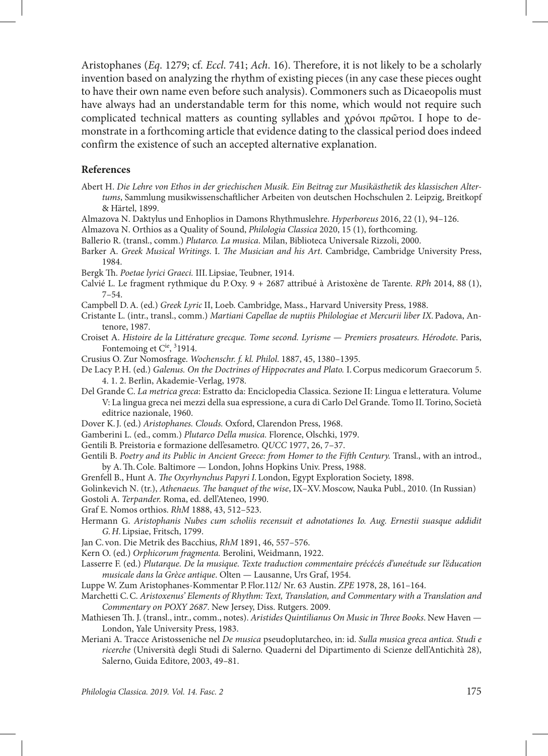Aristophanes (*Eq*. 1279; cf. *Eccl*. 741; *Ach*. 16). Therefore, it is not likely to be a scholarly invention based on analyzing the rhythm of existing pieces (in any case these pieces ought to have their own name even before such analysis). Commoners such as Dicaeopolis must have always had an understandable term for this nome, which would not require such complicated technical matters as counting syllables and χρόνοι πρῶτοι. I hope to demonstrate in a forthcoming article that evidence dating to the classical period does indeed confirm the existence of such an accepted alternative explanation.

### References

Abert H. *Die Lehre von Ethos in der griechischen Musik. Ein Beitrag zur Musikästhetik des klassischen Altertums*, Sammlung musikwissenschaftlicher Arbeiten von deutschen Hochschulen 2. Leipzig, Breitkopf & Härtel, 1899.

Almazova N. Daktylus und Enhoplios in Damons Rhythmuslehre. *Hyperboreus* 2016, 22 (1), 94–126.

Almazova N. Orthios as a Quality of Sound, *Philologia Classica* 2020, 15 (1), forthcoming.

Ballerio R. (transl., comm.) *Plutarco. La musica*. Milan, Biblioteca Universale Rizzoli, 2000.

Barker A. *Greek Musical Writings*. I. *The Musician and his Art*. Cambridge, Cambridge University Press, 1984.

Bergk Th. *Poetae lyrici Graeci.* III. Lipsiae, Teubner, 1914.

Calvié L. Le fragment rythmique du P. Oxy. 9 + 2687 attribué à Aristoxène de Tarente. *RPh* 2014, 88 (1), 7–54.

Campbell D. A. (ed.) *Greek Lyric* II, Loeb. Cambridge, Mass., Harvard University Press, 1988.

Cristante L. (intr., transl., comm.) *Martiani Capellae de nuptiis Philologiae et Mercurii liber IX*. Padova, Antenore, 1987.

Croiset A. *Histoire de la Littérature grecque. Tome second. Lyrisme — Premiers prosateurs. Hérodote*. Paris, Fontemoing et C[ie], [3]1914.

Crusius O. Zur Nomosfrage. *Wochenschr. f. kl. Philol*. 1887, 45, 1380–1395.

De Lacy P. H. (ed.) *Galenus. On the Doctrines of Hippocrates and Plato.* I. Corpus medicorum Graecorum 5. 4. 1. 2. Berlin, Akademie-Verlag, 1978.

Del Grande C. *La metrica greca*: Estratto da: Enciclopedia Classica. Sezione II: Lingua e letteratura. Volume V: La lingua greca nei mezzi della sua espressione, a cura di Carlo Del Grande. Tomo II. Torino, Società editrice nazionale, 1960.

Dover K. J. (ed.) *Aristophanes. Clouds.* Oxford, Clarendon Press, 1968.

Gamberini L. (ed., comm.) *Plutarco Della musica.* Florence, Olschki, 1979.

Gentili B. Preistoria e formazione dell'esametro. *QUCC* 1977, 26, 7–37.

Gentili B. *Poetry and its Public in Ancient Greece: from Homer to the Fifth Century.* Transl., with an introd., by A. Th. Cole. Baltimore — London, Johns Hopkins Univ. Press, 1988.

Grenfell B., Hunt A. *The Oxyrhynchus Papyri I*. London, Egypt Exploration Society, 1898.

Golinkevich N. (tr.), *Athenaeus. The banquet of the wise*, IX–XV. Moscow, Nauka Publ., 2010. (In Russian)

Gostoli A. *Terpander.* Roma, ed. dell'Ateneo, 1990.

Graf E. Nomos orthios. *RhM* 1888, 43, 512–523.

Hermann G. *Aristophanis Nubes cum scholiis recensuit et adnotationes Io. Aug. Ernestii suasque addidit G. H.* Lipsiae, Fritsch, 1799.

Jan C. von. Die Metrik des Bacchius, *RhM* 1891, 46, 557–576.

Kern O. (ed.) *Orphicorum fragmenta.* Berolini, Weidmann, 1922.

Lasserre F. (ed.) *Plutarque. De la musique. Texte traduction commentaire précécés d'uneétude sur l'éducation musicale dans la Grèce antique*. Olten — Lausanne, Urs Graf, 1954.

Luppe W. Zum Aristophanes-Kommentar P. Flor.112/ Nr. 63 Austin. *ZPE* 1978, 28, 161–164.

Marchetti C. C. *Aristoxenus' Elements of Rhythm: Text, Translation, and Commentary with a Translation and Commentary on POXY 2687*. New Jersey, Diss. Rutgers. 2009.

Mathiesen Th. J. (transl., intr., comm., notes). *Aristides Quintilianus On Music in Three Books*. New Haven — London, Yale University Press, 1983.

Meriani A. Tracce Aristosseniche nel *De musica* pseudoplutarcheo, in: id. *Sulla musica greca antica. Studi e ricerche* (Università degli Studi di Salerno. Quaderni del Dipartimento di Scienze dell'Antichità 28), Salerno, Guida Editore, 2003, 49–81.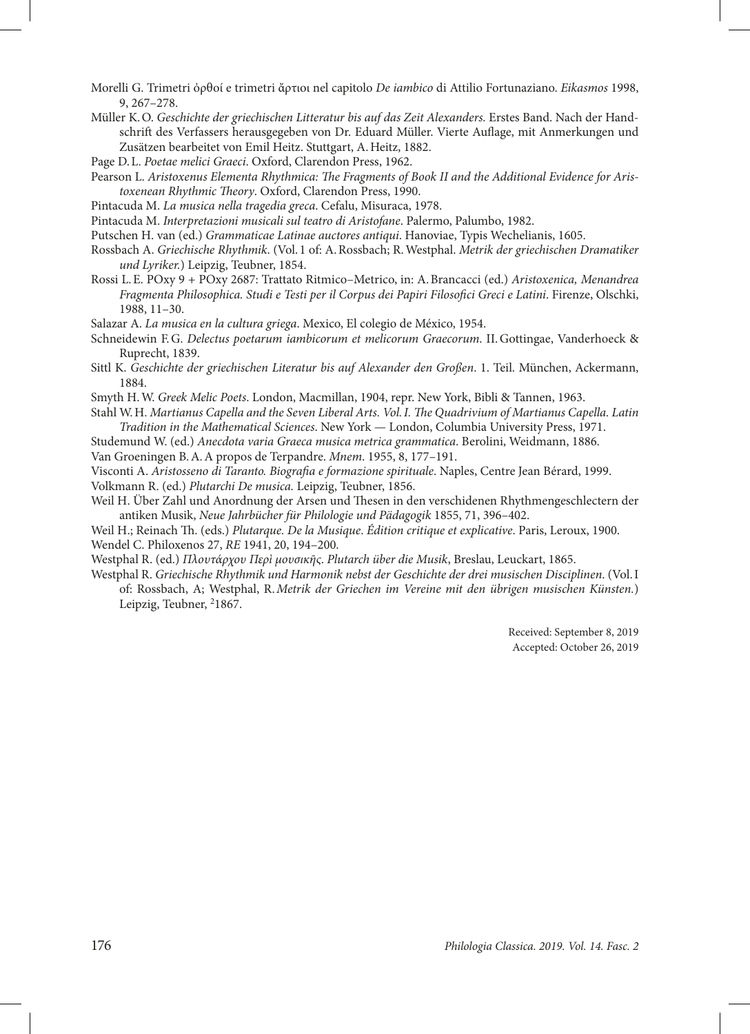Morelli G. Trimetri ὀρθοί e trimetri ἄρτιοι nel capitolo *De iambico* di Attilio Fortunaziano. *Eikasmos* 1998, 9, 267–278.

Müller K.O. *Geschichte der griechischen Litteratur bis auf das Zeit Alexanders.* Erstes Band. Nach der Handschrift des Verfassers herausgegeben von Dr. Eduard Müller. Vierte Auflage, mit Anmerkungen und Zusätzen bearbeitet von Emil Heitz. Stuttgart, A. Heitz, 1882.

Page D.L. *Poetae melici Graeci*. Oxford, Clarendon Press, 1962.

Pearson L. *Aristoxenus Elementa Rhythmica: The Fragments of Book II and the Additional Evidence for Aristoxenean Rhythmic Theory*. Oxford, Clarendon Press, 1990.

Pintacuda M. *La musica nella tragedia greca*. Cefalu, Misuraca, 1978.

Pintacuda M. *Interpretazioni musicali sul teatro di Aristofane*. Palermo, Palumbo, 1982.

Putschen H. van (ed.) *Grammaticae Latinae auctores antiqui*. Hanoviae, Typis Wechelianis, 1605.

Rossbach A. *Griechische Rhythmik*. (Vol. 1 of: A. Rossbach; R. Westphal. *Metrik der griechischen Dramatiker und Lyriker.*) Leipzig, Teubner, 1854.

Rossi L. E. POxy 9 + POxy 2687: Trattato Ritmico–Metrico, in: A. Brancacci (ed.) *Aristoxenica, Menandrea Fragmenta Philosophica. Studi e Testi per il Corpus dei Papiri Filosofici Greci e Latini*. Firenze, Olschki, 1988, 11–30.

Salazar A. *La musica en la cultura griega*. Mexico, El colegio de México, 1954.

Schneidewin F. G. *Delectus poetarum iambicorum et melicorum Graecorum*. II. Gottingae, Vanderhoeck & Ruprecht, 1839.

Sittl K. *Geschichte der griechischen Literatur bis auf Alexander den Großen*. 1. Teil. München, Ackermann, 1884.

Smyth H. W. *Greek Melic Poets.* London, Macmillan, 1904, repr. New York, Bibli & Tannen, 1963.

Stahl W. H. *Martianus Capella and the Seven Liberal Arts. Vol. I. The Quadrivium of Martianus Capella. Latin Tradition in the Mathematical Sciences*. New York — London, Columbia University Press, 1971.

Studemund W. (ed.) *Anecdota varia Graeca musica metrica grammatica*. Berolini, Weidmann, 1886.

Van Groeningen B. A. A propos de Terpandre. *Mnem*. 1955, 8, 177–191.

Visconti A. *Aristosseno di Taranto. Biografia e formazione spirituale*. Naples, Centre Jean Bérard, 1999.

Volkmann R. (ed.) *Plutarchi De musica.* Leipzig, Teubner, 1856.

Weil H. Über Zahl und Anordnung der Arsen und Thesen in den verschidenen Rhythmengeschlectern der antiken Musik, *Neue Jahrbücher für Philologie und Pädagogik* 1855, 71, 396–402.

Weil H.; Reinach Th. (eds.) *Plutarque. De la Musique*. *Édition critique et explicative*. Paris, Leroux, 1900.

Wendel C. Philoxenos 27, *RE* 1941, 20, 194–200.

Westphal R. (ed.) *Πλουτάρχου Περὶ μουσικῆς*. *Plutarch über die Musik*, Breslau, Leuckart, 1865.

Westphal R. *Griechische Rhythmik und Harmonik nebst der Geschichte der drei musischen Disciplinen.* (Vol. I of: Rossbach, A; Westphal, R. *Metrik der Griechen im Vereine mit den übrigen musischen Künsten.*) Leipzig, Teubner, [2]1867.

Received: September 8, 2019
Accepted: October 26, 2019